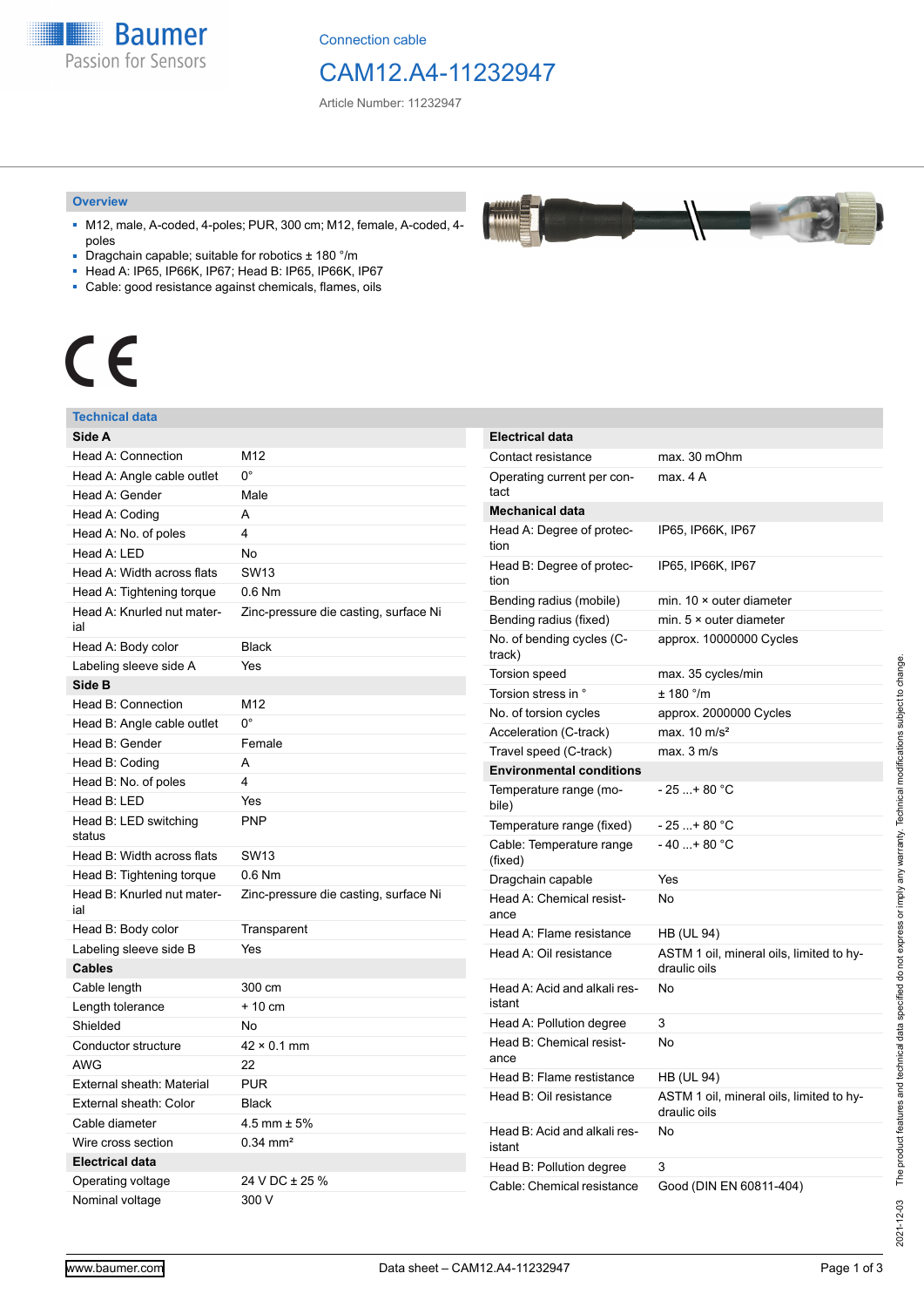Baumer
Passion for Sensors

Connection cable

# CAM12.A4-11232947

Article Number: 11232947

## Overview

- M12, male, A-coded, 4-poles; PUR, 300 cm; M12, female, A-coded, 4-poles
- Dragchain capable; suitable for robotics ± 180 °/m
- Head A: IP65, IP66K, IP67; Head B: IP65, IP66K, IP67
- Cable: good resistance against chemicals, flames, oils

CE

## Technical data

| **Side A** | |
|---|---|
| Head A: Connection | M12 |
| Head A: Angle cable outlet | 0° |
| Head A: Gender | Male |
| Head A: Coding | A |
| Head A: No. of poles | 4 |
| Head A: LED | No |
| Head A: Width across flats | SW13 |
| Head A: Tightening torque | 0.6 Nm |
| Head A: Knurled nut material | Zinc-pressure die casting, surface Ni |
| Head A: Body color | Black |
| Labeling sleeve side A | Yes |
| **Side B** | |
| Head B: Connection | M12 |
| Head B: Angle cable outlet | 0° |
| Head B: Gender | Female |
| Head B: Coding | A |
| Head B: No. of poles | 4 |
| Head B: LED | Yes |
| Head B: LED switching status | PNP |
| Head B: Width across flats | SW13 |
| Head B: Tightening torque | 0.6 Nm |
| Head B: Knurled nut material | Zinc-pressure die casting, surface Ni |
| Head B: Body color | Transparent |
| Labeling sleeve side B | Yes |
| **Cables** | |
| Cable length | 300 cm |
| Length tolerance | + 10 cm |
| Shielded | No |
| Conductor structure | 42 × 0.1 mm |
| AWG | 22 |
| External sheath: Material | PUR |
| External sheath: Color | Black |
| Cable diameter | 4.5 mm ± 5% |
| Wire cross section | 0.34 mm² |
| **Electrical data** | |
| Operating voltage | 24 V DC ± 25 % |
| Nominal voltage | 300 V |

| **Electrical data** | |
|---|---|
| Contact resistance | max. 30 mOhm |
| Operating current per contact | max. 4 A |
| **Mechanical data** | |
| Head A: Degree of protection | IP65, IP66K, IP67 |
| Head B: Degree of protection | IP65, IP66K, IP67 |
| Bending radius (mobile) | min. 10 × outer diameter |
| Bending radius (fixed) | min. 5 × outer diameter |
| No. of bending cycles (C-track) | approx. 10000000 Cycles |
| Torsion speed | max. 35 cycles/min |
| Torsion stress in ° | ± 180 °/m |
| No. of torsion cycles | approx. 2000000 Cycles |
| Acceleration (C-track) | max. 10 m/s² |
| Travel speed (C-track) | max. 3 m/s |
| **Environmental conditions** | |
| Temperature range (mobile) | - 25 ...+ 80 °C |
| Temperature range (fixed) | - 25 ...+ 80 °C |
| Cable: Temperature range (fixed) | - 40 ...+ 80 °C |
| Dragchain capable | Yes |
| Head A: Chemical resistance | No |
| Head A: Flame resistance | HB (UL 94) |
| Head A: Oil resistance | ASTM 1 oil, mineral oils, limited to hydraulic oils |
| Head A: Acid and alkali resistant | No |
| Head A: Pollution degree | 3 |
| Head B: Chemical resistance | No |
| Head B: Flame resistance | HB (UL 94) |
| Head B: Oil resistance | ASTM 1 oil, mineral oils, limited to hydraulic oils |
| Head B: Acid and alkali resistant | No |
| Head B: Pollution degree | 3 |
| Cable: Chemical resistance | Good (DIN EN 60811-404) |

2021-12-03 The product features and technical data specified do not express or imply any warranty. Technical modifications subject to change.

www.baumer.com Data sheet – CAM12.A4-11232947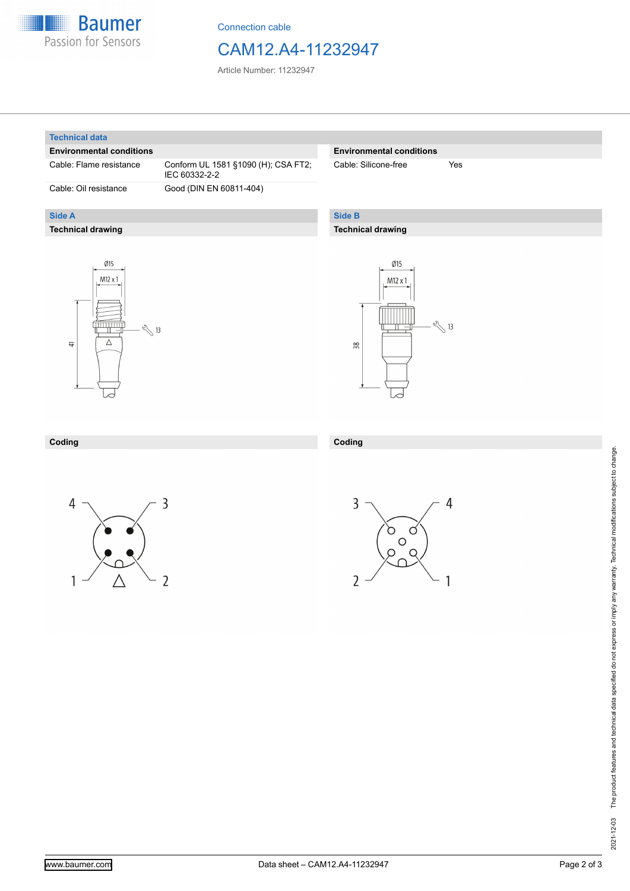Connection cable

# CAM12.A4-11232947

Article Number: 11232947

## Technical data

| Environmental conditions | |
|---|---|
| Cable: Flame resistance | Conform UL 1581 §1090 (H); CSA FT2; IEC 60332-2-2 |
| Cable: Oil resistance | Good (DIN EN 60811-404) |

| Environmental conditions | |
|---|---|
| Cable: Silicone-free | Yes |

## Side A

### Technical drawing

Ø15

M12 x 1

13

41

### Coding

4 3 1 2

## Side B

### Technical drawing

Ø15

M12 x 1

13

38

### Coding

3 4 2 1

The product features and technical data specified do not express or imply any warranty. Technical modifications subject to change.

2021-12-03

www.baumer.com

Data sheet – CAM12.A4-11232947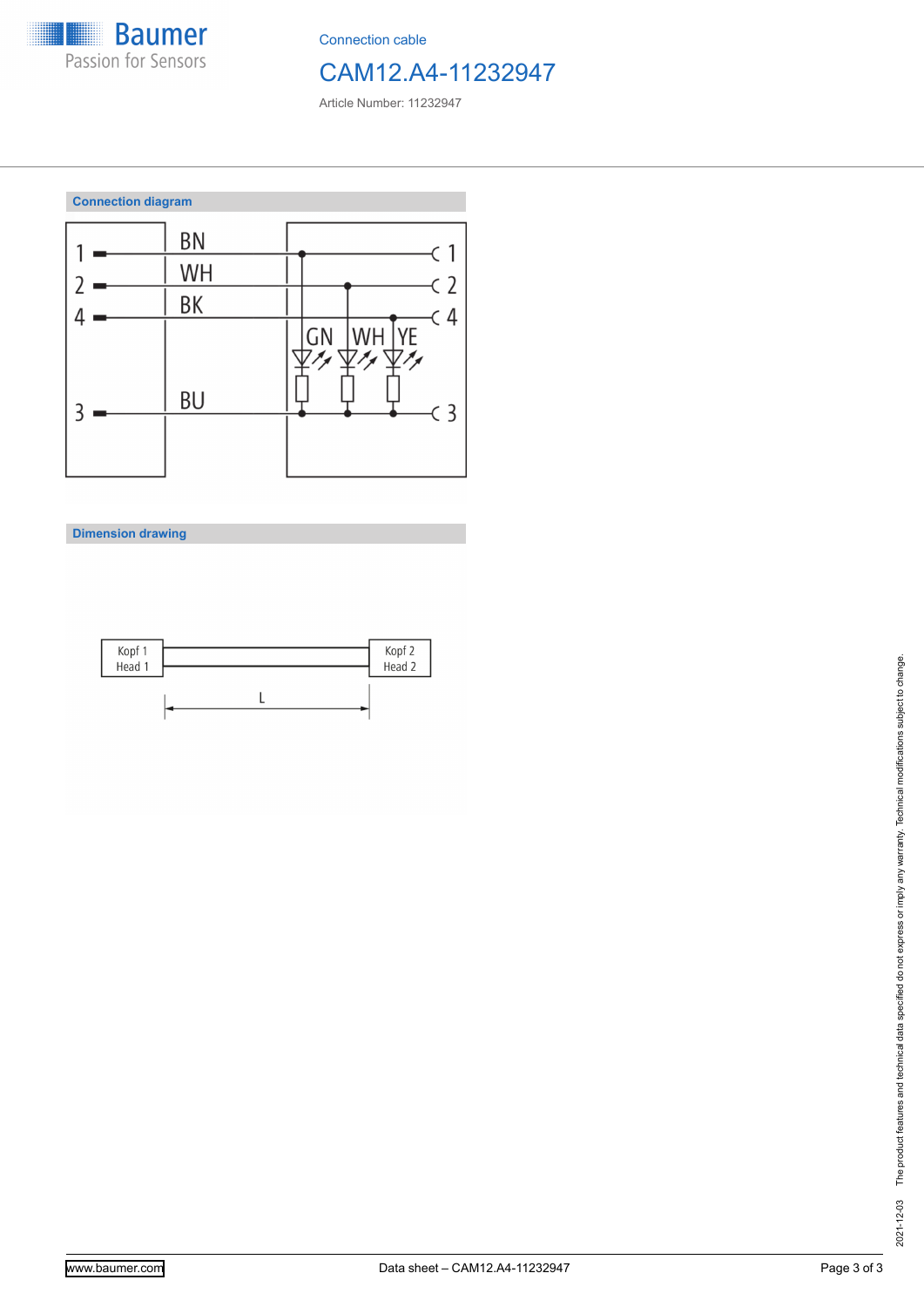Connection cable

# CAM12.A4-11232947

Article Number: 11232947

## Connection diagram

1 BN 1
2 WH 2
4 BK 4
GN WH YE
3 BU 3

## Dimension drawing

Kopf 1
Head 1

Kopf 2
Head 2

L

2021-12-03 The product features and technical data specified do not express or imply any warranty. Technical modifications subject to change.

www.baumer.com

Data sheet – CAM12.A4-11232947